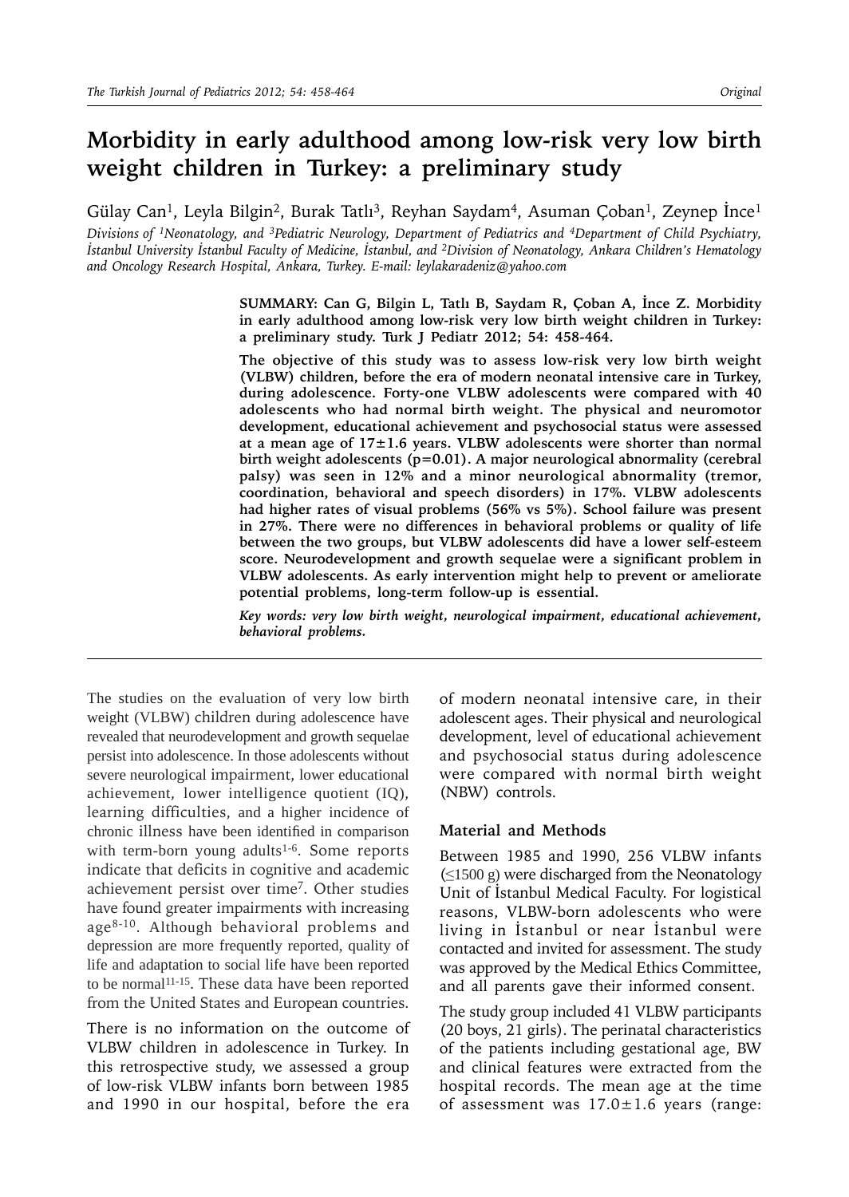# Morbidity in early adulthood among low-risk very low birth weight children in Turkey: a preliminary study

Gülay Can[1], Leyla Bilgin[2], Burak Tatlı[3], Reyhan Saydam[4], Asuman Çoban[1], Zeynep İnce[1]

*Divisions of [1]Neonatology, and [3]Pediatric Neurology, Department of Pediatrics and [4]Department of Child Psychiatry, İstanbul University İstanbul Faculty of Medicine, İstanbul, and [2]Division of Neonatology, Ankara Children's Hematology and Oncology Research Hospital, Ankara, Turkey. E-mail: leylakaradeniz@yahoo.com*

**SUMMARY: Can G, Bilgin L, Tatlı B, Saydam R, Çoban A, İnce Z. Morbidity in early adulthood among low-risk very low birth weight children in Turkey: a preliminary study. Turk J Pediatr 2012; 54: 458-464.**

**The objective of this study was to assess low-risk very low birth weight (VLBW) children, before the era of modern neonatal intensive care in Turkey, during adolescence. Forty-one VLBW adolescents were compared with 40 adolescents who had normal birth weight. The physical and neuromotor development, educational achievement and psychosocial status were assessed at a mean age of 17±1.6 years. VLBW adolescents were shorter than normal birth weight adolescents (p=0.01). A major neurological abnormality (cerebral palsy) was seen in 12% and a minor neurological abnormality (tremor, coordination, behavioral and speech disorders) in 17%. VLBW adolescents had higher rates of visual problems (56% vs 5%). School failure was present in 27%. There were no differences in behavioral problems or quality of life between the two groups, but VLBW adolescents did have a lower self-esteem score. Neurodevelopment and growth sequelae were a significant problem in VLBW adolescents. As early intervention might help to prevent or ameliorate potential problems, long-term follow-up is essential.**

***Key words: very low birth weight, neurological impairment, educational achievement, behavioral problems.***

The studies on the evaluation of very low birth weight (VLBW) children during adolescence have revealed that neurodevelopment and growth sequelae persist into adolescence. In those adolescents without severe neurological impairment, lower educational achievement, lower intelligence quotient (IQ), learning difficulties, and a higher incidence of chronic illness have been identified in comparison with term-born young adults[1-6]. Some reports indicate that deficits in cognitive and academic achievement persist over time[7]. Other studies have found greater impairments with increasing age[8-10]. Although behavioral problems and depression are more frequently reported, quality of life and adaptation to social life have been reported to be normal[11-15]. These data have been reported from the United States and European countries.

There is no information on the outcome of VLBW children in adolescence in Turkey. In this retrospective study, we assessed a group of low-risk VLBW infants born between 1985 and 1990 in our hospital, before the era of modern neonatal intensive care, in their adolescent ages. Their physical and neurological development, level of educational achievement and psychosocial status during adolescence were compared with normal birth weight (NBW) controls.

## Material and Methods

Between 1985 and 1990, 256 VLBW infants (≤1500 g) were discharged from the Neonatology Unit of İstanbul Medical Faculty. For logistical reasons, VLBW-born adolescents who were living in İstanbul or near İstanbul were contacted and invited for assessment. The study was approved by the Medical Ethics Committee, and all parents gave their informed consent.

The study group included 41 VLBW participants (20 boys, 21 girls). The perinatal characteristics of the patients including gestational age, BW and clinical features were extracted from the hospital records. The mean age at the time of assessment was 17.0±1.6 years (range: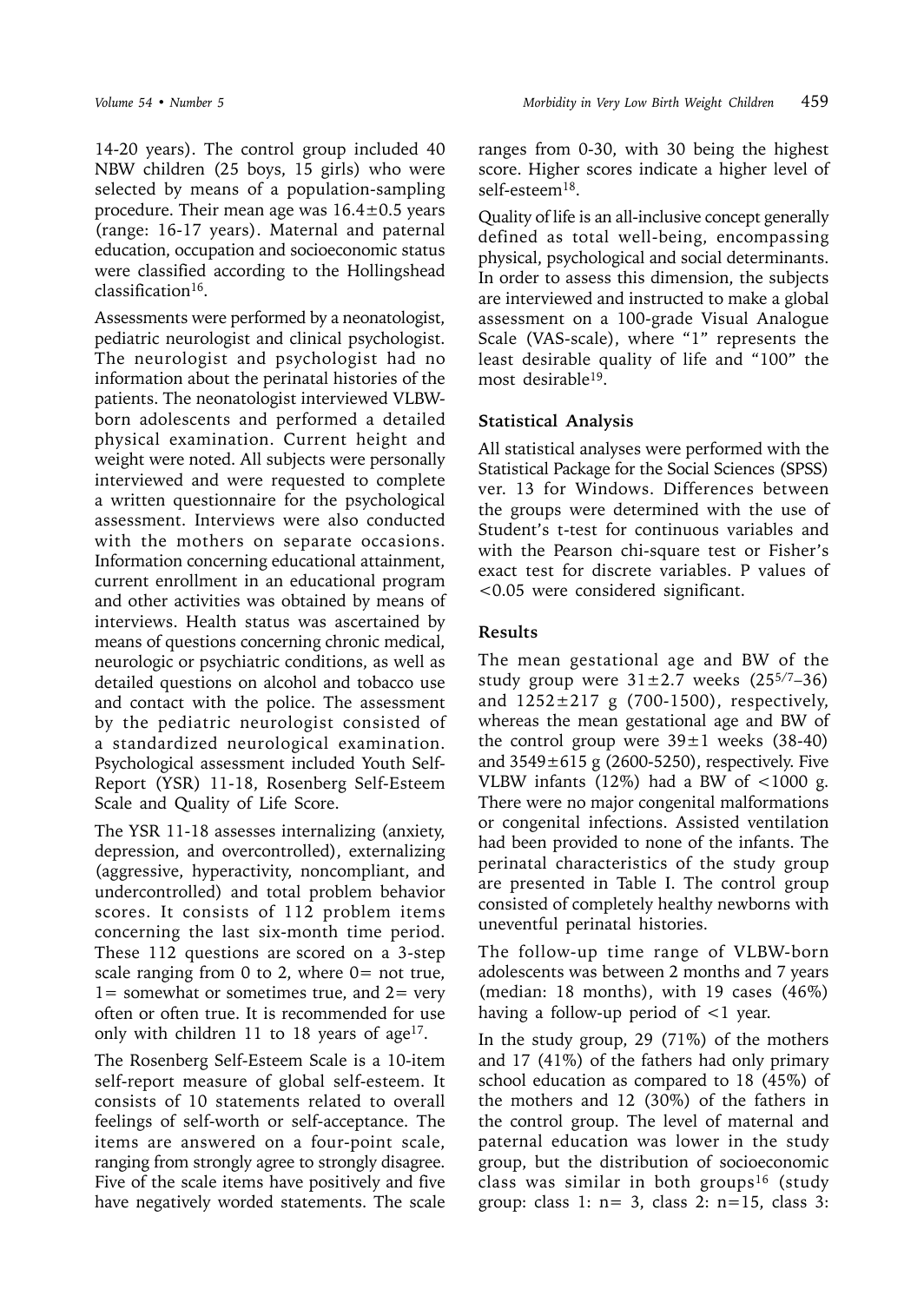14-20 years). The control group included 40 NBW children (25 boys, 15 girls) who were selected by means of a population-sampling procedure. Their mean age was 16.4±0.5 years (range: 16-17 years). Maternal and paternal education, occupation and socioeconomic status were classified according to the Hollingshead classification[16].

Assessments were performed by a neonatologist, pediatric neurologist and clinical psychologist. The neurologist and psychologist had no information about the perinatal histories of the patients. The neonatologist interviewed VLBW-born adolescents and performed a detailed physical examination. Current height and weight were noted. All subjects were personally interviewed and were requested to complete a written questionnaire for the psychological assessment. Interviews were also conducted with the mothers on separate occasions. Information concerning educational attainment, current enrollment in an educational program and other activities was obtained by means of interviews. Health status was ascertained by means of questions concerning chronic medical, neurologic or psychiatric conditions, as well as detailed questions on alcohol and tobacco use and contact with the police. The assessment by the pediatric neurologist consisted of a standardized neurological examination. Psychological assessment included Youth Self-Report (YSR) 11-18, Rosenberg Self-Esteem Scale and Quality of Life Score.

The YSR 11-18 assesses internalizing (anxiety, depression, and overcontrolled), externalizing (aggressive, hyperactivity, noncompliant, and undercontrolled) and total problem behavior scores. It consists of 112 problem items concerning the last six-month time period. These 112 questions are scored on a 3-step scale ranging from 0 to 2, where 0= not true, 1= somewhat or sometimes true, and 2= very often or often true. It is recommended for use only with children 11 to 18 years of age[17].

The Rosenberg Self-Esteem Scale is a 10-item self-report measure of global self-esteem. It consists of 10 statements related to overall feelings of self-worth or self-acceptance. The items are answered on a four-point scale, ranging from strongly agree to strongly disagree. Five of the scale items have positively and five have negatively worded statements. The scale ranges from 0-30, with 30 being the highest score. Higher scores indicate a higher level of self-esteem[18].

Quality of life is an all-inclusive concept generally defined as total well-being, encompassing physical, psychological and social determinants. In order to assess this dimension, the subjects are interviewed and instructed to make a global assessment on a 100-grade Visual Analogue Scale (VAS-scale), where "1" represents the least desirable quality of life and "100" the most desirable[19].

## Statistical Analysis

All statistical analyses were performed with the Statistical Package for the Social Sciences (SPSS) ver. 13 for Windows. Differences between the groups were determined with the use of Student's t-test for continuous variables and with the Pearson chi-square test or Fisher's exact test for discrete variables. P values of <0.05 were considered significant.

## Results

The mean gestational age and BW of the study group were 31±2.7 weeks ($25^{5/7}$–36) and 1252±217 g (700-1500), respectively, whereas the mean gestational age and BW of the control group were 39±1 weeks (38-40) and 3549±615 g (2600-5250), respectively. Five VLBW infants (12%) had a BW of <1000 g. There were no major congenital malformations or congenital infections. Assisted ventilation had been provided to none of the infants. The perinatal characteristics of the study group are presented in Table I. The control group consisted of completely healthy newborns with uneventful perinatal histories.

The follow-up time range of VLBW-born adolescents was between 2 months and 7 years (median: 18 months), with 19 cases (46%) having a follow-up period of <1 year.

In the study group, 29 (71%) of the mothers and 17 (41%) of the fathers had only primary school education as compared to 18 (45%) of the mothers and 12 (30%) of the fathers in the control group. The level of maternal and paternal education was lower in the study group, but the distribution of socioeconomic class was similar in both groups[16] (study group: class 1: n= 3, class 2: n=15, class 3: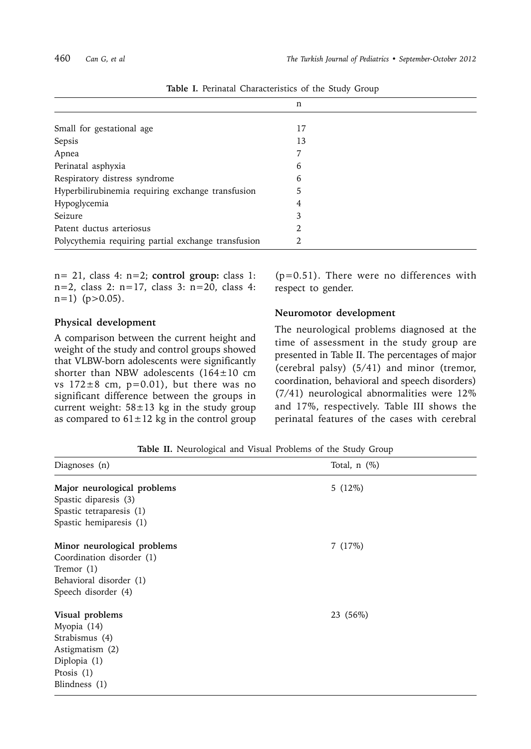**Table I.** Perinatal Characteristics of the Study Group

| | n |
|---|---|
| Small for gestational age | 17 |
| Sepsis | 13 |
| Apnea | 7 |
| Perinatal asphyxia | 6 |
| Respiratory distress syndrome | 6 |
| Hyperbilirubinemia requiring exchange transfusion | 5 |
| Hypoglycemia | 4 |
| Seizure | 3 |
| Patent ductus arteriosus | 2 |
| Polycythemia requiring partial exchange transfusion | 2 |

n= 21, class 4: n=2; **control group:** class 1: n=2, class 2: n=17, class 3: n=20, class 4: n=1) (p>0.05).

### Physical development

A comparison between the current height and weight of the study and control groups showed that VLBW-born adolescents were significantly shorter than NBW adolescents (164±10 cm vs 172±8 cm, p=0.01), but there was no significant difference between the groups in current weight: 58±13 kg in the study group as compared to 61±12 kg in the control group (p=0.51). There were no differences with respect to gender.

### Neuromotor development

The neurological problems diagnosed at the time of assessment in the study group are presented in Table II. The percentages of major (cerebral palsy) (5/41) and minor (tremor, coordination, behavioral and speech disorders) (7/41) neurological abnormalities were 12% and 17%, respectively. Table III shows the perinatal features of the cases with cerebral

**Table II.** Neurological and Visual Problems of the Study Group

| Diagnoses (n) | Total, n (%) |
|---|---|
| **Major neurological problems** | 5 (12%) |
| Spastic diparesis (3) | |
| Spastic tetraparesis (1) | |
| Spastic hemiparesis (1) | |
| **Minor neurological problems** | 7 (17%) |
| Coordination disorder (1) | |
| Tremor (1) | |
| Behavioral disorder (1) | |
| Speech disorder (4) | |
| **Visual problems** | 23 (56%) |
| Myopia (14) | |
| Strabismus (4) | |
| Astigmatism (2) | |
| Diplopia (1) | |
| Ptosis (1) | |
| Blindness (1) | |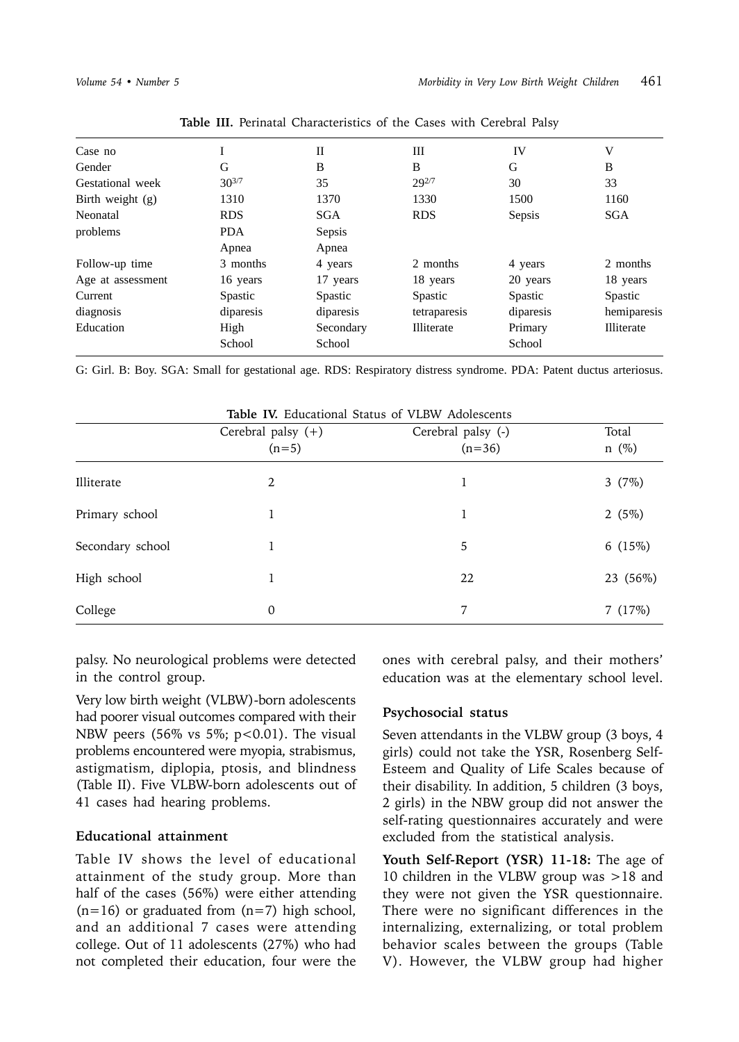**Table III.** Perinatal Characteristics of the Cases with Cerebral Palsy

| Case no | I | II | III | IV | V |
|---|---|---|---|---|---|
| Gender | G | B | B | G | B |
| Gestational week | $30^{3/7}$ | 35 | $29^{2/7}$ | 30 | 33 |
| Birth weight (g) | 1310 | 1370 | 1330 | 1500 | 1160 |
| Neonatal problems | RDS PDA Apnea | SGA Sepsis Apnea | RDS | Sepsis | SGA |
| Follow-up time | 3 months | 4 years | 2 months | 4 years | 2 months |
| Age at assessment | 16 years | 17 years | 18 years | 20 years | 18 years |
| Current diagnosis | Spastic diparesis | Spastic diparesis | Spastic tetraparesis | Spastic diparesis | Spastic hemiparesis |
| Education | High School | Secondary School | Illiterate | Primary School | Illiterate |

G: Girl. B: Boy. SGA: Small for gestational age. RDS: Respiratory distress syndrome. PDA: Patent ductus arteriosus.

**Table IV.** Educational Status of VLBW Adolescents

| | Cerebral palsy (+) (n=5) | Cerebral palsy (-) (n=36) | Total n (%) |
|---|---|---|---|
| Illiterate | 2 | 1 | 3 (7%) |
| Primary school | 1 | 1 | 2 (5%) |
| Secondary school | 1 | 5 | 6 (15%) |
| High school | 1 | 22 | 23 (56%) |
| College | 0 | 7 | 7 (17%) |

palsy. No neurological problems were detected in the control group.

Very low birth weight (VLBW)-born adolescents had poorer visual outcomes compared with their NBW peers (56% vs 5%; $p<0.01$). The visual problems encountered were myopia, strabismus, astigmatism, diplopia, ptosis, and blindness (Table II). Five VLBW-born adolescents out of 41 cases had hearing problems.

### Educational attainment

Table IV shows the level of educational attainment of the study group. More than half of the cases (56%) were either attending (n=16) or graduated from (n=7) high school, and an additional 7 cases were attending college. Out of 11 adolescents (27%) who had not completed their education, four were the ones with cerebral palsy, and their mothers' education was at the elementary school level.

### Psychosocial status

Seven attendants in the VLBW group (3 boys, 4 girls) could not take the YSR, Rosenberg Self-Esteem and Quality of Life Scales because of their disability. In addition, 5 children (3 boys, 2 girls) in the NBW group did not answer the self-rating questionnaires accurately and were excluded from the statistical analysis.

**Youth Self-Report (YSR) 11-18:** The age of 10 children in the VLBW group was >18 and they were not given the YSR questionnaire. There were no significant differences in the internalizing, externalizing, or total problem behavior scales between the groups (Table V). However, the VLBW group had higher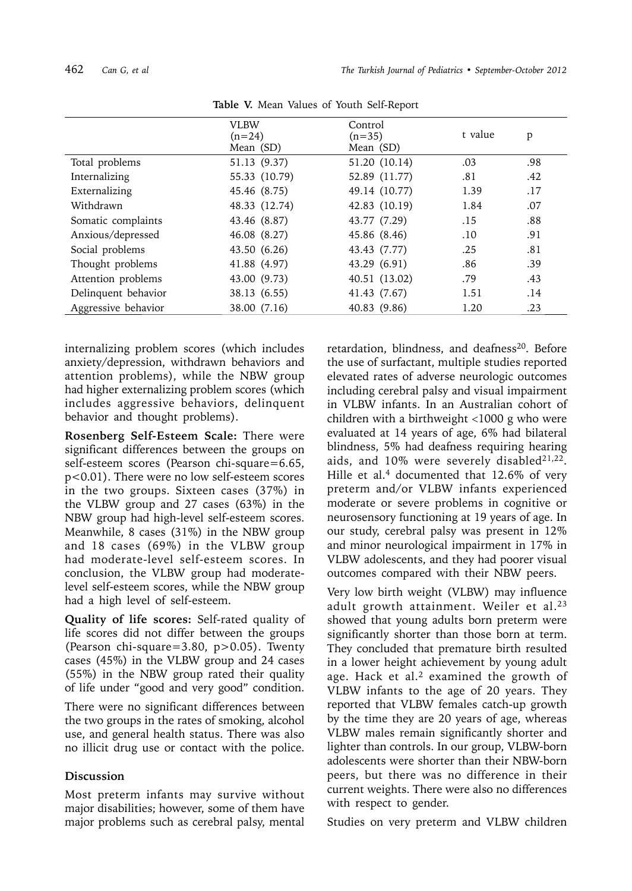**Table V.** Mean Values of Youth Self-Report

| | VLBW (n=24) Mean (SD) | Control (n=35) Mean (SD) | t value | p |
|---|---|---|---|---|
| Total problems | 51.13 (9.37) | 51.20 (10.14) | .03 | .98 |
| Internalizing | 55.33 (10.79) | 52.89 (11.77) | .81 | .42 |
| Externalizing | 45.46 (8.75) | 49.14 (10.77) | 1.39 | .17 |
| Withdrawn | 48.33 (12.74) | 42.83 (10.19) | 1.84 | .07 |
| Somatic complaints | 43.46 (8.87) | 43.77 (7.29) | .15 | .88 |
| Anxious/depressed | 46.08 (8.27) | 45.86 (8.46) | .10 | .91 |
| Social problems | 43.50 (6.26) | 43.43 (7.77) | .25 | .81 |
| Thought problems | 41.88 (4.97) | 43.29 (6.91) | .86 | .39 |
| Attention problems | 43.00 (9.73) | 40.51 (13.02) | .79 | .43 |
| Delinquent behavior | 38.13 (6.55) | 41.43 (7.67) | 1.51 | .14 |
| Aggressive behavior | 38.00 (7.16) | 40.83 (9.86) | 1.20 | .23 |

internalizing problem scores (which includes anxiety/depression, withdrawn behaviors and attention problems), while the NBW group had higher externalizing problem scores (which includes aggressive behaviors, delinquent behavior and thought problems).

**Rosenberg Self-Esteem Scale:** There were significant differences between the groups on self-esteem scores (Pearson chi-square=6.65, $p<0.01$). There were no low self-esteem scores in the two groups. Sixteen cases (37%) in the VLBW group and 27 cases (63%) in the NBW group had high-level self-esteem scores. Meanwhile, 8 cases (31%) in the NBW group and 18 cases (69%) in the VLBW group had moderate-level self-esteem scores. In conclusion, the VLBW group had moderate-level self-esteem scores, while the NBW group had a high level of self-esteem.

**Quality of life scores:** Self-rated quality of life scores did not differ between the groups (Pearson chi-square=3.80, $p>0.05$). Twenty cases (45%) in the VLBW group and 24 cases (55%) in the NBW group rated their quality of life under "good and very good" condition.

There were no significant differences between the two groups in the rates of smoking, alcohol use, and general health status. There was also no illicit drug use or contact with the police.

## Discussion

Most preterm infants may survive without major disabilities; however, some of them have major problems such as cerebral palsy, mental retardation, blindness, and deafness[20]. Before the use of surfactant, multiple studies reported elevated rates of adverse neurologic outcomes including cerebral palsy and visual impairment in VLBW infants. In an Australian cohort of children with a birthweight <1000 g who were evaluated at 14 years of age, 6% had bilateral blindness, 5% had deafness requiring hearing aids, and 10% were severely disabled[21,22]. Hille et al.[4] documented that 12.6% of very preterm and/or VLBW infants experienced moderate or severe problems in cognitive or neurosensory functioning at 19 years of age. In our study, cerebral palsy was present in 12% and minor neurological impairment in 17% in VLBW adolescents, and they had poorer visual outcomes compared with their NBW peers.

Very low birth weight (VLBW) may influence adult growth attainment. Weiler et al.[23] showed that young adults born preterm were significantly shorter than those born at term. They concluded that premature birth resulted in a lower height achievement by young adult age. Hack et al.[2] examined the growth of VLBW infants to the age of 20 years. They reported that VLBW females catch-up growth by the time they are 20 years of age, whereas VLBW males remain significantly shorter and lighter than controls. In our group, VLBW-born adolescents were shorter than their NBW-born peers, but there was no difference in their current weights. There were also no differences with respect to gender.

Studies on very preterm and VLBW children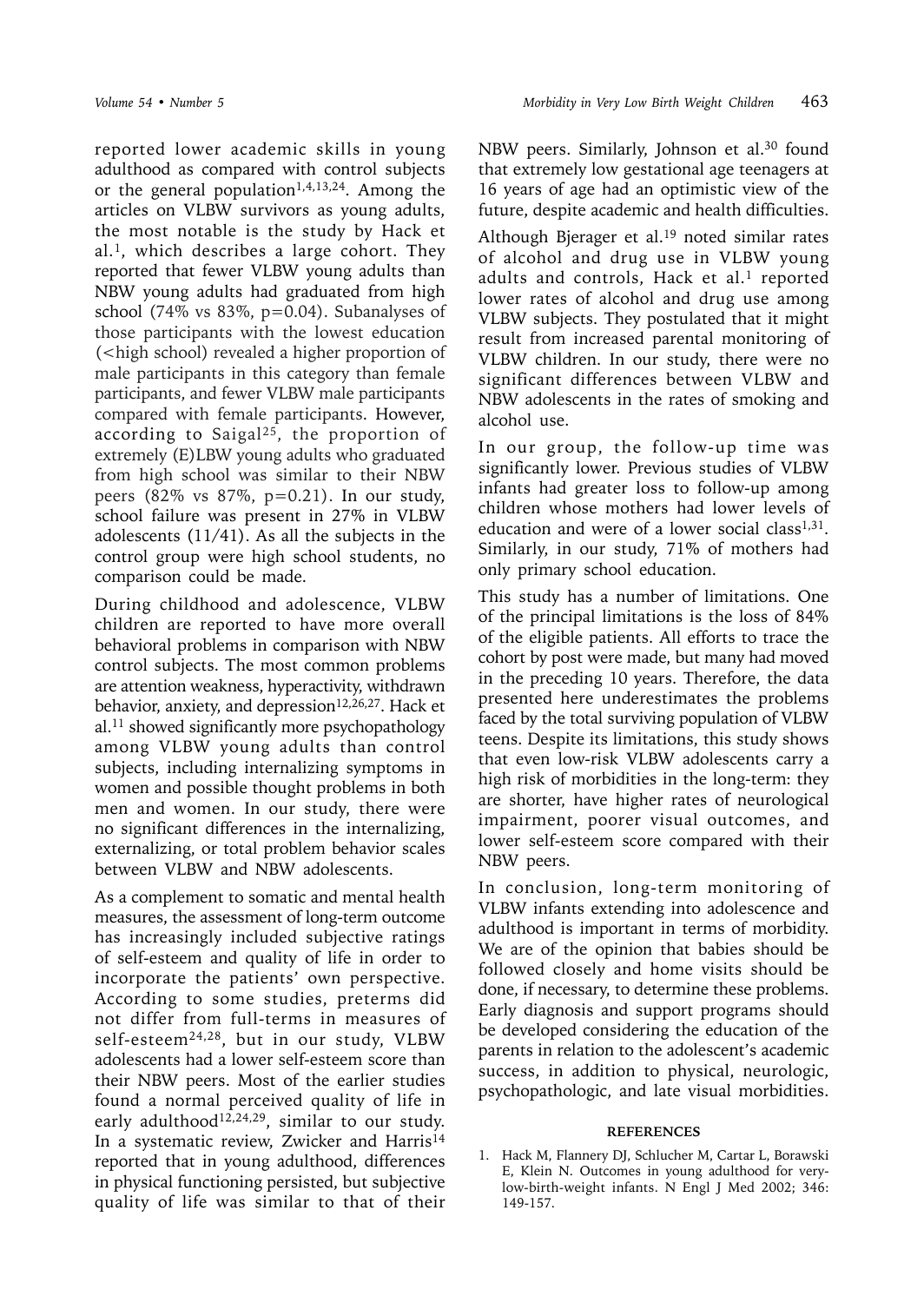reported lower academic skills in young adulthood as compared with control subjects or the general population[1,4,13,24]. Among the articles on VLBW survivors as young adults, the most notable is the study by Hack et al.[1], which describes a large cohort. They reported that fewer VLBW young adults than NBW young adults had graduated from high school (74% vs 83%, p=0.04). Subanalyses of those participants with the lowest education (<high school) revealed a higher proportion of male participants in this category than female participants, and fewer VLBW male participants compared with female participants. However, according to Saigal[25], the proportion of extremely (E)LBW young adults who graduated from high school was similar to their NBW peers (82% vs 87%, p=0.21). In our study, school failure was present in 27% in VLBW adolescents (11/41). As all the subjects in the control group were high school students, no comparison could be made.

During childhood and adolescence, VLBW children are reported to have more overall behavioral problems in comparison with NBW control subjects. The most common problems are attention weakness, hyperactivity, withdrawn behavior, anxiety, and depression[12,26,27]. Hack et al.[11] showed significantly more psychopathology among VLBW young adults than control subjects, including internalizing symptoms in women and possible thought problems in both men and women. In our study, there were no significant differences in the internalizing, externalizing, or total problem behavior scales between VLBW and NBW adolescents.

As a complement to somatic and mental health measures, the assessment of long-term outcome has increasingly included subjective ratings of self-esteem and quality of life in order to incorporate the patients' own perspective. According to some studies, preterms did not differ from full-terms in measures of self-esteem[24,28], but in our study, VLBW adolescents had a lower self-esteem score than their NBW peers. Most of the earlier studies found a normal perceived quality of life in early adulthood[12,24,29], similar to our study. In a systematic review, Zwicker and Harris[14] reported that in young adulthood, differences in physical functioning persisted, but subjective quality of life was similar to that of their NBW peers. Similarly, Johnson et al.[30] found that extremely low gestational age teenagers at 16 years of age had an optimistic view of the future, despite academic and health difficulties.

Although Bjerager et al.[19] noted similar rates of alcohol and drug use in VLBW young adults and controls, Hack et al.[1] reported lower rates of alcohol and drug use among VLBW subjects. They postulated that it might result from increased parental monitoring of VLBW children. In our study, there were no significant differences between VLBW and NBW adolescents in the rates of smoking and alcohol use.

In our group, the follow-up time was significantly lower. Previous studies of VLBW infants had greater loss to follow-up among children whose mothers had lower levels of education and were of a lower social class[1,31]. Similarly, in our study, 71% of mothers had only primary school education.

This study has a number of limitations. One of the principal limitations is the loss of 84% of the eligible patients. All efforts to trace the cohort by post were made, but many had moved in the preceding 10 years. Therefore, the data presented here underestimates the problems faced by the total surviving population of VLBW teens. Despite its limitations, this study shows that even low-risk VLBW adolescents carry a high risk of morbidities in the long-term: they are shorter, have higher rates of neurological impairment, poorer visual outcomes, and lower self-esteem score compared with their NBW peers.

In conclusion, long-term monitoring of VLBW infants extending into adolescence and adulthood is important in terms of morbidity. We are of the opinion that babies should be followed closely and home visits should be done, if necessary, to determine these problems. Early diagnosis and support programs should be developed considering the education of the parents in relation to the adolescent's academic success, in addition to physical, neurologic, psychopathologic, and late visual morbidities.

## REFERENCES

1. Hack M, Flannery DJ, Schlucher M, Cartar L, Borawski E, Klein N. Outcomes in young adulthood for very-low-birth-weight infants. N Engl J Med 2002; 346: 149-157.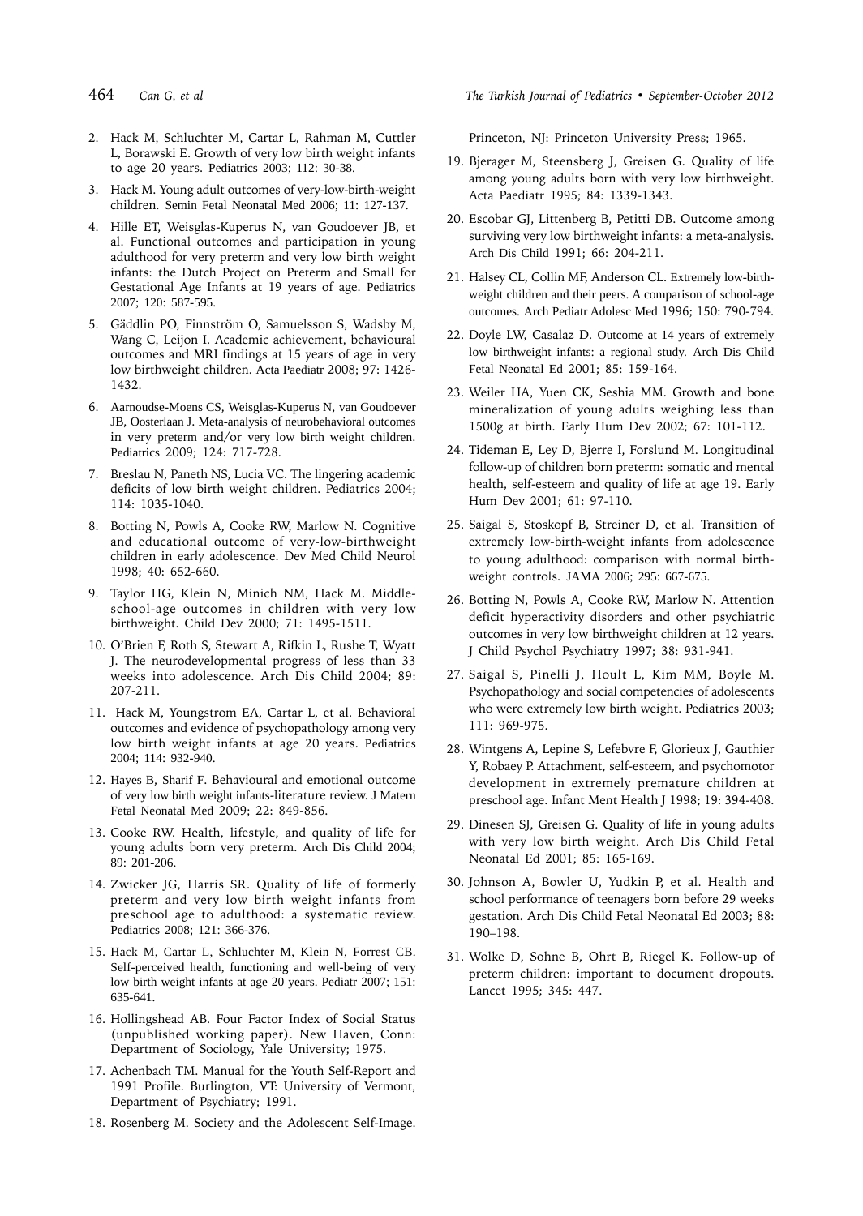2. Hack M, Schluchter M, Cartar L, Rahman M, Cuttler L, Borawski E. Growth of very low birth weight infants to age 20 years. Pediatrics 2003; 112: 30-38.
3. Hack M. Young adult outcomes of very-low-birth-weight children. Semin Fetal Neonatal Med 2006; 11: 127-137.
4. Hille ET, Weisglas-Kuperus N, van Goudoever JB, et al. Functional outcomes and participation in young adulthood for very preterm and very low birth weight infants: the Dutch Project on Preterm and Small for Gestational Age Infants at 19 years of age. Pediatrics 2007; 120: 587-595.
5. Gäddlin PO, Finnström O, Samuelsson S, Wadsby M, Wang C, Leijon I. Academic achievement, behavioural outcomes and MRI findings at 15 years of age in very low birthweight children. Acta Paediatr 2008; 97: 1426-1432.
6. Aarnoudse-Moens CS, Weisglas-Kuperus N, van Goudoever JB, Oosterlaan J. Meta-analysis of neurobehavioral outcomes in very preterm and/or very low birth weight children. Pediatrics 2009; 124: 717-728.
7. Breslau N, Paneth NS, Lucia VC. The lingering academic deficits of low birth weight children. Pediatrics 2004; 114: 1035-1040.
8. Botting N, Powls A, Cooke RW, Marlow N. Cognitive and educational outcome of very-low-birthweight children in early adolescence. Dev Med Child Neurol 1998; 40: 652-660.
9. Taylor HG, Klein N, Minich NM, Hack M. Middle-school-age outcomes in children with very low birthweight. Child Dev 2000; 71: 1495-1511.
10. O'Brien F, Roth S, Stewart A, Rifkin L, Rushe T, Wyatt J. The neurodevelopmental progress of less than 33 weeks into adolescence. Arch Dis Child 2004; 89: 207-211.
11. Hack M, Youngstrom EA, Cartar L, et al. Behavioral outcomes and evidence of psychopathology among very low birth weight infants at age 20 years. Pediatrics 2004; 114: 932-940.
12. Hayes B, Sharif F. Behavioural and emotional outcome of very low birth weight infants-literature review. J Matern Fetal Neonatal Med 2009; 22: 849-856.
13. Cooke RW. Health, lifestyle, and quality of life for young adults born very preterm. Arch Dis Child 2004; 89: 201-206.
14. Zwicker JG, Harris SR. Quality of life of formerly preterm and very low birth weight infants from preschool age to adulthood: a systematic review. Pediatrics 2008; 121: 366-376.
15. Hack M, Cartar L, Schluchter M, Klein N, Forrest CB. Self-perceived health, functioning and well-being of very low birth weight infants at age 20 years. Pediatr 2007; 151: 635-641.
16. Hollingshead AB. Four Factor Index of Social Status (unpublished working paper). New Haven, Conn: Department of Sociology, Yale University; 1975.
17. Achenbach TM. Manual for the Youth Self-Report and 1991 Profile. Burlington, VT: University of Vermont, Department of Psychiatry; 1991.
18. Rosenberg M. Society and the Adolescent Self-Image. Princeton, NJ: Princeton University Press; 1965.
19. Bjerager M, Steensberg J, Greisen G. Quality of life among young adults born with very low birthweight. Acta Paediatr 1995; 84: 1339-1343.
20. Escobar GJ, Littenberg B, Petitti DB. Outcome among surviving very low birthweight infants: a meta-analysis. Arch Dis Child 1991; 66: 204-211.
21. Halsey CL, Collin MF, Anderson CL. Extremely low-birth-weight children and their peers. A comparison of school-age outcomes. Arch Pediatr Adolesc Med 1996; 150: 790-794.
22. Doyle LW, Casalaz D. Outcome at 14 years of extremely low birthweight infants: a regional study. Arch Dis Child Fetal Neonatal Ed 2001; 85: 159-164.
23. Weiler HA, Yuen CK, Seshia MM. Growth and bone mineralization of young adults weighing less than 1500g at birth. Early Hum Dev 2002; 67: 101-112.
24. Tideman E, Ley D, Bjerre I, Forslund M. Longitudinal follow-up of children born preterm: somatic and mental health, self-esteem and quality of life at age 19. Early Hum Dev 2001; 61: 97-110.
25. Saigal S, Stoskopf B, Streiner D, et al. Transition of extremely low-birth-weight infants from adolescence to young adulthood: comparison with normal birth-weight controls. JAMA 2006; 295: 667-675.
26. Botting N, Powls A, Cooke RW, Marlow N. Attention deficit hyperactivity disorders and other psychiatric outcomes in very low birthweight children at 12 years. J Child Psychol Psychiatry 1997; 38: 931-941.
27. Saigal S, Pinelli J, Hoult L, Kim MM, Boyle M. Psychopathology and social competencies of adolescents who were extremely low birth weight. Pediatrics 2003; 111: 969-975.
28. Wintgens A, Lepine S, Lefebvre F, Glorieux J, Gauthier Y, Robaey P. Attachment, self-esteem, and psychomotor development in extremely premature children at preschool age. Infant Ment Health J 1998; 19: 394-408.
29. Dinesen SJ, Greisen G. Quality of life in young adults with very low birth weight. Arch Dis Child Fetal Neonatal Ed 2001; 85: 165-169.
30. Johnson A, Bowler U, Yudkin P, et al. Health and school performance of teenagers born before 29 weeks gestation. Arch Dis Child Fetal Neonatal Ed 2003; 88: 190–198.
31. Wolke D, Sohne B, Ohrt B, Riegel K. Follow-up of preterm children: important to document dropouts. Lancet 1995; 345: 447.